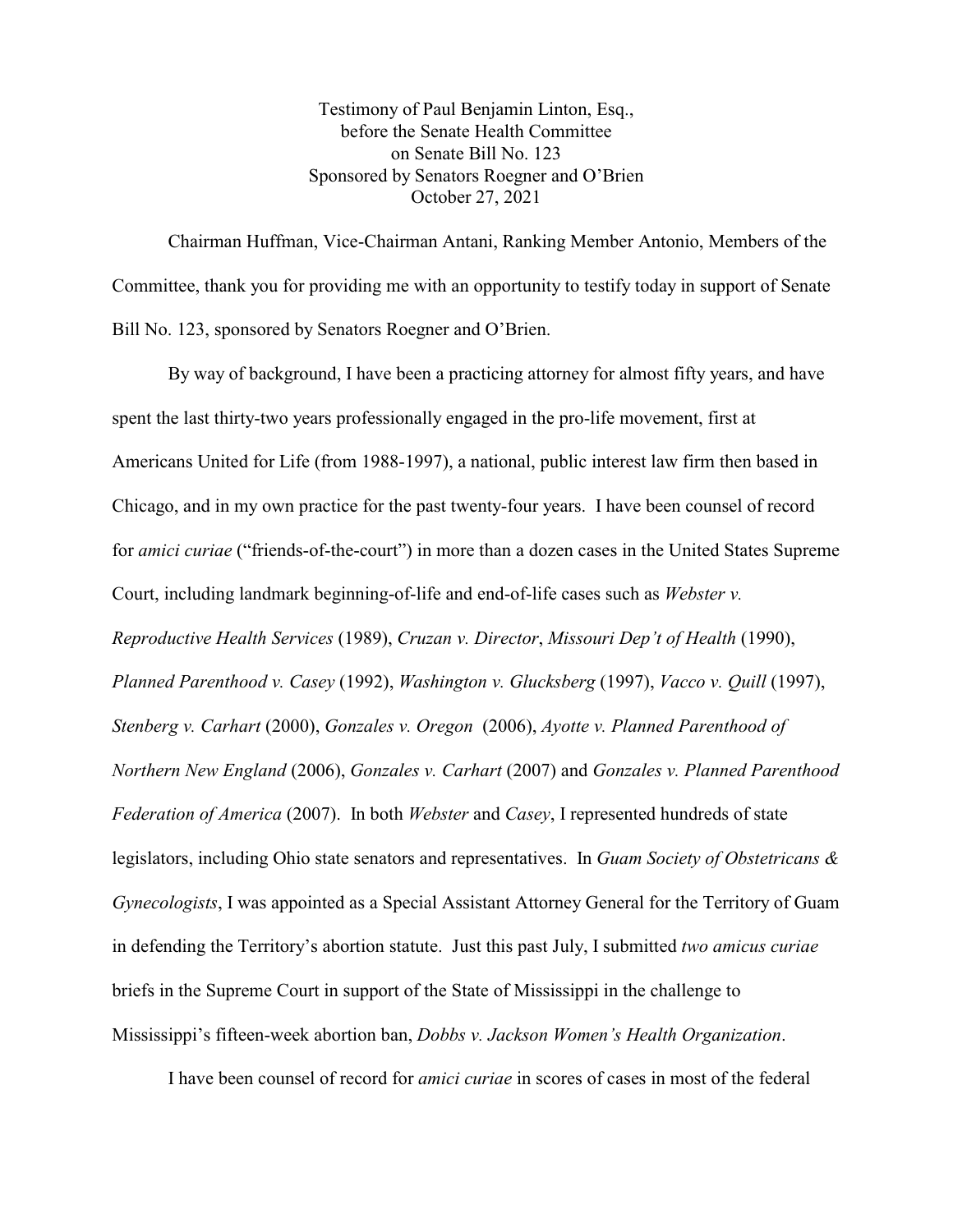Testimony of Paul Benjamin Linton, Esq.,
before the Senate Health Committee
on Senate Bill No. 123
Sponsored by Senators Roegner and O'Brien
October 27, 2021

Chairman Huffman, Vice-Chairman Antani, Ranking Member Antonio, Members of the Committee, thank you for providing me with an opportunity to testify today in support of Senate Bill No. 123, sponsored by Senators Roegner and O'Brien.

By way of background, I have been a practicing attorney for almost fifty years, and have spent the last thirty-two years professionally engaged in the pro-life movement, first at Americans United for Life (from 1988-1997), a national, public interest law firm then based in Chicago, and in my own practice for the past twenty-four years. I have been counsel of record for *amici curiae* ("friends-of-the-court") in more than a dozen cases in the United States Supreme Court, including landmark beginning-of-life and end-of-life cases such as *Webster v. Reproductive Health Services* (1989), *Cruzan v. Director*, *Missouri Dep't of Health* (1990), *Planned Parenthood v. Casey* (1992), *Washington v. Glucksberg* (1997), *Vacco v. Quill* (1997), *Stenberg v. Carhart* (2000), *Gonzales v. Oregon* (2006), *Ayotte v. Planned Parenthood of Northern New England* (2006), *Gonzales v. Carhart* (2007) and *Gonzales v. Planned Parenthood Federation of America* (2007). In both *Webster* and *Casey*, I represented hundreds of state legislators, including Ohio state senators and representatives. In *Guam Society of Obstetricans & Gynecologists*, I was appointed as a Special Assistant Attorney General for the Territory of Guam in defending the Territory's abortion statute. Just this past July, I submitted *two amicus curiae* briefs in the Supreme Court in support of the State of Mississippi in the challenge to Mississippi's fifteen-week abortion ban, *Dobbs v. Jackson Women's Health Organization*.

I have been counsel of record for *amici curiae* in scores of cases in most of the federal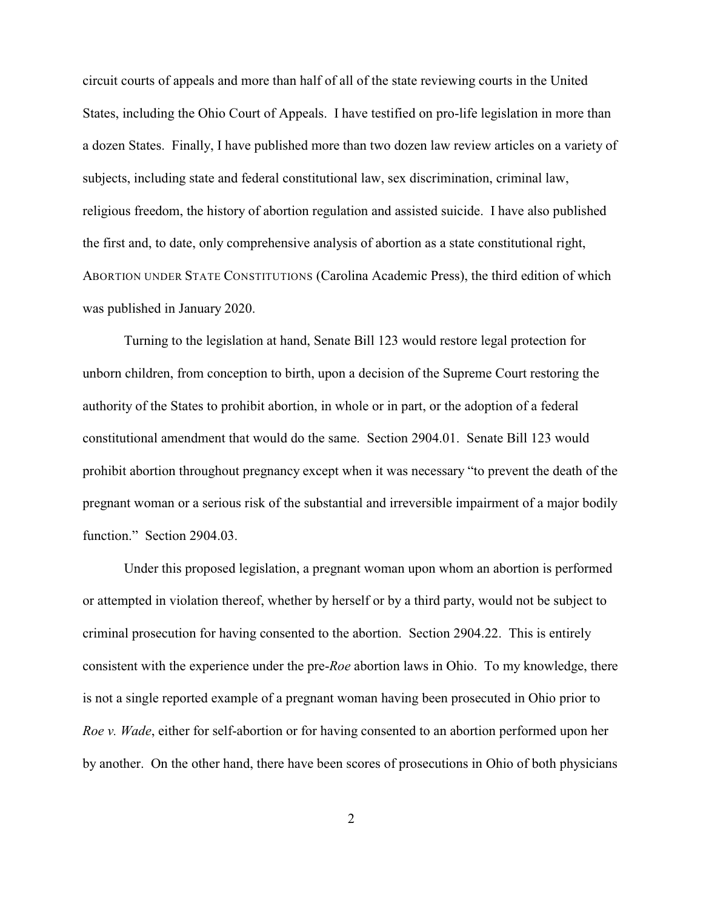circuit courts of appeals and more than half of all of the state reviewing courts in the United States, including the Ohio Court of Appeals. I have testified on pro-life legislation in more than a dozen States. Finally, I have published more than two dozen law review articles on a variety of subjects, including state and federal constitutional law, sex discrimination, criminal law, religious freedom, the history of abortion regulation and assisted suicide. I have also published the first and, to date, only comprehensive analysis of abortion as a state constitutional right, ABORTION UNDER STATE CONSTITUTIONS (Carolina Academic Press), the third edition of which was published in January 2020.

Turning to the legislation at hand, Senate Bill 123 would restore legal protection for unborn children, from conception to birth, upon a decision of the Supreme Court restoring the authority of the States to prohibit abortion, in whole or in part, or the adoption of a federal constitutional amendment that would do the same. Section 2904.01. Senate Bill 123 would prohibit abortion throughout pregnancy except when it was necessary "to prevent the death of the pregnant woman or a serious risk of the substantial and irreversible impairment of a major bodily function." Section 2904.03.

Under this proposed legislation, a pregnant woman upon whom an abortion is performed or attempted in violation thereof, whether by herself or by a third party, would not be subject to criminal prosecution for having consented to the abortion. Section 2904.22. This is entirely consistent with the experience under the pre-*Roe* abortion laws in Ohio. To my knowledge, there is not a single reported example of a pregnant woman having been prosecuted in Ohio prior to *Roe v. Wade*, either for self-abortion or for having consented to an abortion performed upon her by another. On the other hand, there have been scores of prosecutions in Ohio of both physicians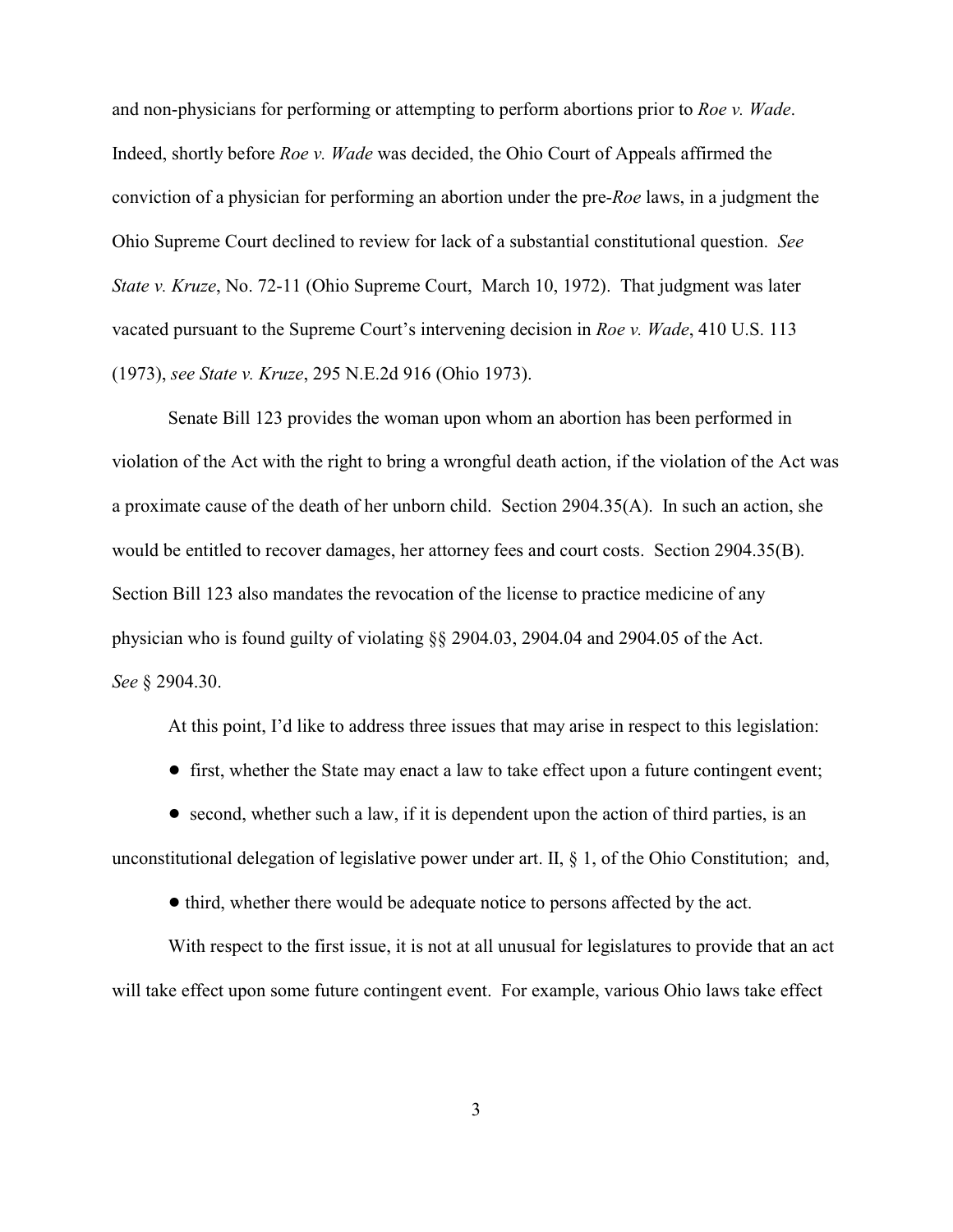and non-physicians for performing or attempting to perform abortions prior to *Roe v. Wade*. Indeed, shortly before *Roe v. Wade* was decided, the Ohio Court of Appeals affirmed the conviction of a physician for performing an abortion under the pre-*Roe* laws, in a judgment the Ohio Supreme Court declined to review for lack of a substantial constitutional question. *See State v. Kruze*, No. 72-11 (Ohio Supreme Court, March 10, 1972). That judgment was later vacated pursuant to the Supreme Court's intervening decision in *Roe v. Wade*, 410 U.S. 113 (1973), *see State v. Kruze*, 295 N.E.2d 916 (Ohio 1973).

Senate Bill 123 provides the woman upon whom an abortion has been performed in violation of the Act with the right to bring a wrongful death action, if the violation of the Act was a proximate cause of the death of her unborn child. Section 2904.35(A). In such an action, she would be entitled to recover damages, her attorney fees and court costs. Section 2904.35(B). Section Bill 123 also mandates the revocation of the license to practice medicine of any physician who is found guilty of violating §§ 2904.03, 2904.04 and 2904.05 of the Act. *See* § 2904.30.

At this point, I'd like to address three issues that may arise in respect to this legislation:

- first, whether the State may enact a law to take effect upon a future contingent event;
- second, whether such a law, if it is dependent upon the action of third parties, is an unconstitutional delegation of legislative power under art. II, § 1, of the Ohio Constitution; and,
- third, whether there would be adequate notice to persons affected by the act.

With respect to the first issue, it is not at all unusual for legislatures to provide that an act will take effect upon some future contingent event. For example, various Ohio laws take effect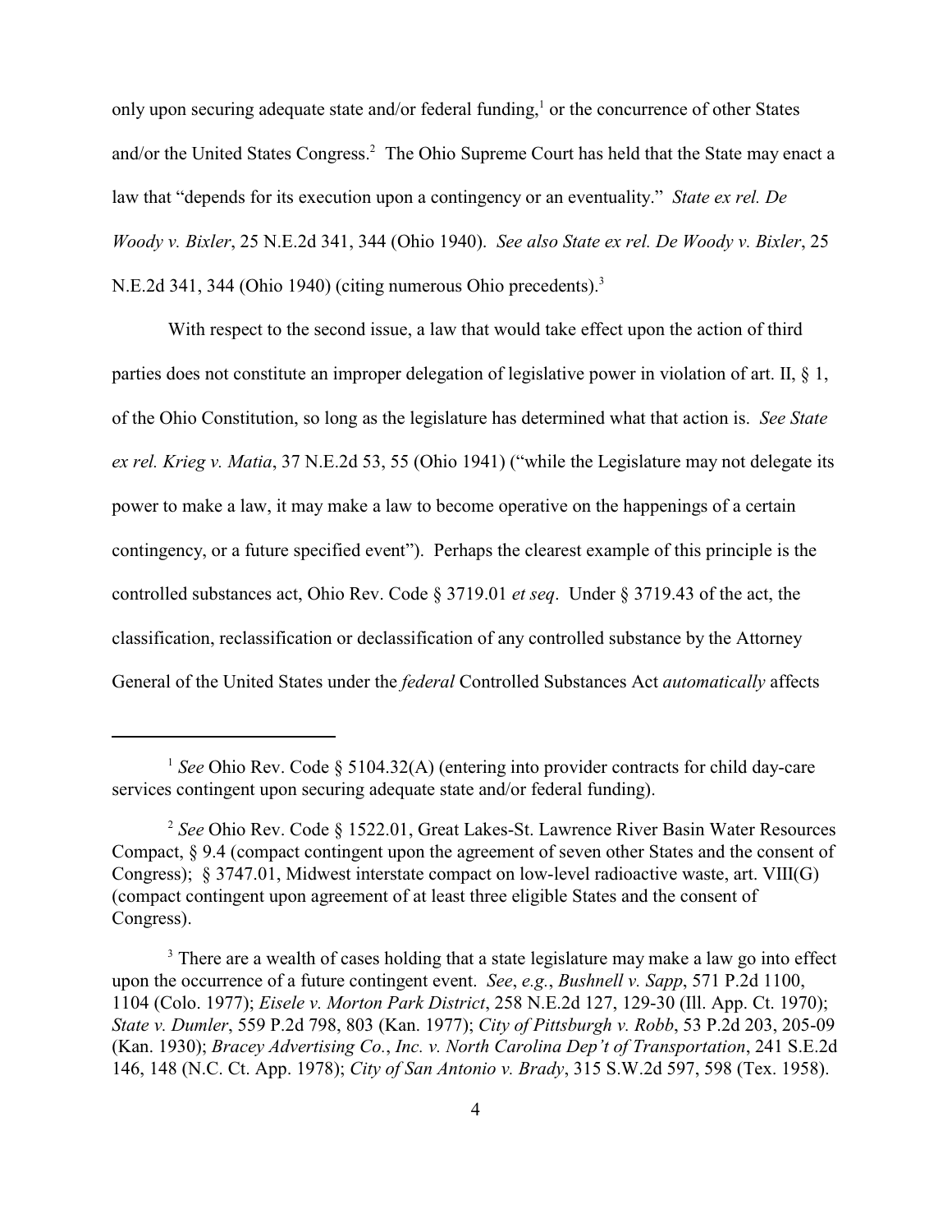only upon securing adequate state and/or federal funding,[1] or the concurrence of other States and/or the United States Congress.[2] The Ohio Supreme Court has held that the State may enact a law that "depends for its execution upon a contingency or an eventuality." *State ex rel. De Woody v. Bixler*, 25 N.E.2d 341, 344 (Ohio 1940). *See also State ex rel. De Woody v. Bixler*, 25 N.E.2d 341, 344 (Ohio 1940) (citing numerous Ohio precedents).[3]

With respect to the second issue, a law that would take effect upon the action of third parties does not constitute an improper delegation of legislative power in violation of art. II, § 1, of the Ohio Constitution, so long as the legislature has determined what that action is. *See State ex rel. Krieg v. Matia*, 37 N.E.2d 53, 55 (Ohio 1941) ("while the Legislature may not delegate its power to make a law, it may make a law to become operative on the happenings of a certain contingency, or a future specified event"). Perhaps the clearest example of this principle is the controlled substances act, Ohio Rev. Code § 3719.01 *et seq*. Under § 3719.43 of the act, the classification, reclassification or declassification of any controlled substance by the Attorney General of the United States under the *federal* Controlled Substances Act *automatically* affects

---

[1] *See* Ohio Rev. Code § 5104.32(A) (entering into provider contracts for child day-care services contingent upon securing adequate state and/or federal funding).

[2] *See* Ohio Rev. Code § 1522.01, Great Lakes-St. Lawrence River Basin Water Resources Compact, § 9.4 (compact contingent upon the agreement of seven other States and the consent of Congress); § 3747.01, Midwest interstate compact on low-level radioactive waste, art. VIII(G) (compact contingent upon agreement of at least three eligible States and the consent of Congress).

[3] There are a wealth of cases holding that a state legislature may make a law go into effect upon the occurrence of a future contingent event. *See*, *e.g.*, *Bushnell v. Sapp*, 571 P.2d 1100, 1104 (Colo. 1977); *Eisele v. Morton Park District*, 258 N.E.2d 127, 129-30 (Ill. App. Ct. 1970); *State v. Dumler*, 559 P.2d 798, 803 (Kan. 1977); *City of Pittsburgh v. Robb*, 53 P.2d 203, 205-09 (Kan. 1930); *Bracey Advertising Co., Inc. v. North Carolina Dep't of Transportation*, 241 S.E.2d 146, 148 (N.C. Ct. App. 1978); *City of San Antonio v. Brady*, 315 S.W.2d 597, 598 (Tex. 1958).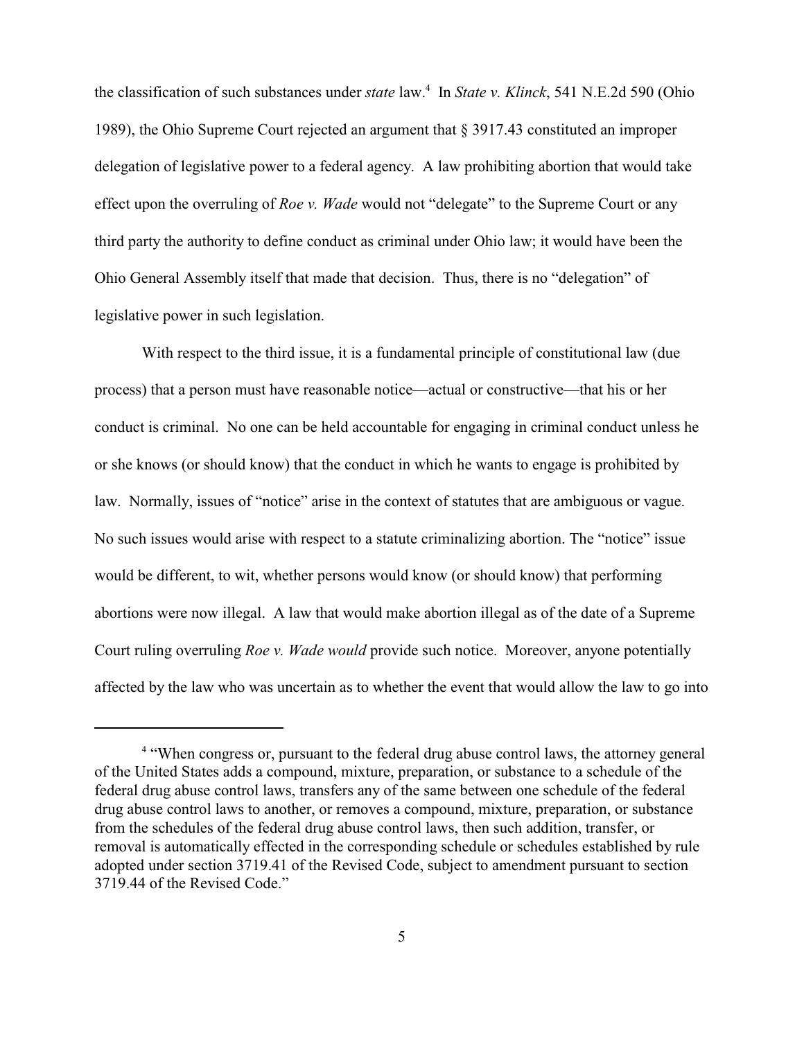the classification of such substances under *state* law.[4] In *State v. Klinck*, 541 N.E.2d 590 (Ohio 1989), the Ohio Supreme Court rejected an argument that § 3917.43 constituted an improper delegation of legislative power to a federal agency. A law prohibiting abortion that would take effect upon the overruling of *Roe v. Wade* would not "delegate" to the Supreme Court or any third party the authority to define conduct as criminal under Ohio law; it would have been the Ohio General Assembly itself that made that decision. Thus, there is no "delegation" of legislative power in such legislation.

With respect to the third issue, it is a fundamental principle of constitutional law (due process) that a person must have reasonable notice—actual or constructive—that his or her conduct is criminal. No one can be held accountable for engaging in criminal conduct unless he or she knows (or should know) that the conduct in which he wants to engage is prohibited by law. Normally, issues of "notice" arise in the context of statutes that are ambiguous or vague. No such issues would arise with respect to a statute criminalizing abortion. The "notice" issue would be different, to wit, whether persons would know (or should know) that performing abortions were now illegal. A law that would make abortion illegal as of the date of a Supreme Court ruling overruling *Roe v. Wade would* provide such notice. Moreover, anyone potentially affected by the law who was uncertain as to whether the event that would allow the law to go into

---

[4] "When congress or, pursuant to the federal drug abuse control laws, the attorney general of the United States adds a compound, mixture, preparation, or substance to a schedule of the federal drug abuse control laws, transfers any of the same between one schedule of the federal drug abuse control laws to another, or removes a compound, mixture, preparation, or substance from the schedules of the federal drug abuse control laws, then such addition, transfer, or removal is automatically effected in the corresponding schedule or schedules established by rule adopted under section 3719.41 of the Revised Code, subject to amendment pursuant to section 3719.44 of the Revised Code."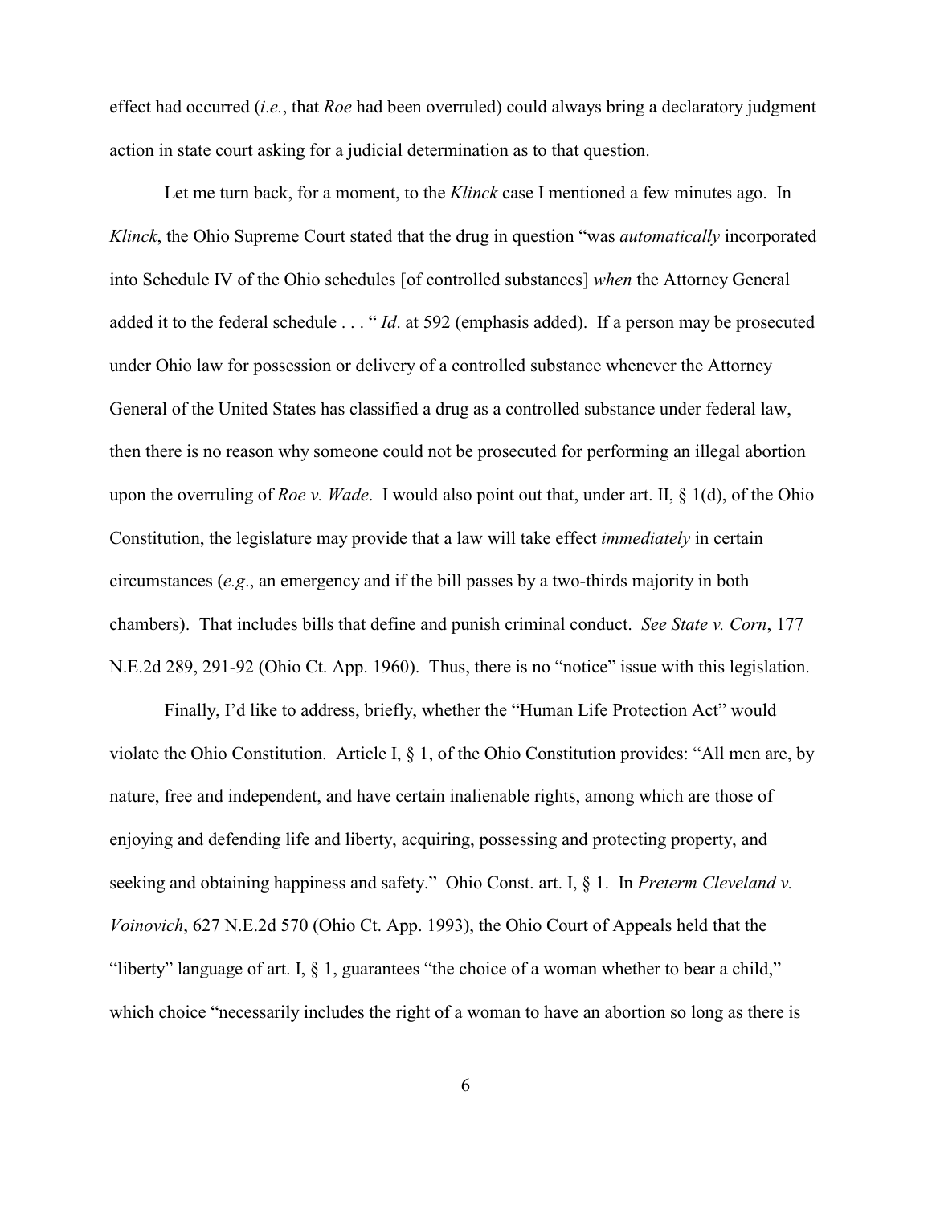effect had occurred (*i.e.*, that *Roe* had been overruled) could always bring a declaratory judgment action in state court asking for a judicial determination as to that question.

Let me turn back, for a moment, to the *Klinck* case I mentioned a few minutes ago. In *Klinck*, the Ohio Supreme Court stated that the drug in question "was *automatically* incorporated into Schedule IV of the Ohio schedules [of controlled substances] *when* the Attorney General added it to the federal schedule . . . " *Id*. at 592 (emphasis added). If a person may be prosecuted under Ohio law for possession or delivery of a controlled substance whenever the Attorney General of the United States has classified a drug as a controlled substance under federal law, then there is no reason why someone could not be prosecuted for performing an illegal abortion upon the overruling of *Roe v. Wade*. I would also point out that, under art. II, § 1(d), of the Ohio Constitution, the legislature may provide that a law will take effect *immediately* in certain circumstances (*e.g*., an emergency and if the bill passes by a two-thirds majority in both chambers). That includes bills that define and punish criminal conduct. *See State v. Corn*, 177 N.E.2d 289, 291-92 (Ohio Ct. App. 1960). Thus, there is no "notice" issue with this legislation.

Finally, I'd like to address, briefly, whether the "Human Life Protection Act" would violate the Ohio Constitution. Article I, § 1, of the Ohio Constitution provides: "All men are, by nature, free and independent, and have certain inalienable rights, among which are those of enjoying and defending life and liberty, acquiring, possessing and protecting property, and seeking and obtaining happiness and safety." Ohio Const. art. I, § 1. In *Preterm Cleveland v. Voinovich*, 627 N.E.2d 570 (Ohio Ct. App. 1993), the Ohio Court of Appeals held that the "liberty" language of art. I, § 1, guarantees "the choice of a woman whether to bear a child," which choice "necessarily includes the right of a woman to have an abortion so long as there is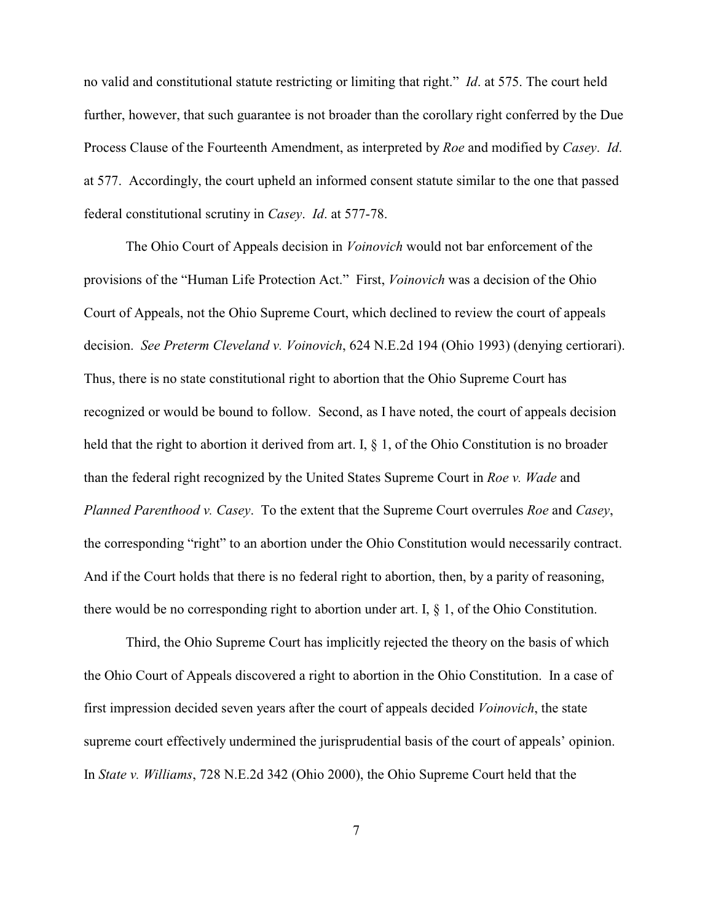no valid and constitutional statute restricting or limiting that right." *Id*. at 575. The court held further, however, that such guarantee is not broader than the corollary right conferred by the Due Process Clause of the Fourteenth Amendment, as interpreted by *Roe* and modified by *Casey*. *Id*. at 577. Accordingly, the court upheld an informed consent statute similar to the one that passed federal constitutional scrutiny in *Casey*. *Id*. at 577-78.

The Ohio Court of Appeals decision in *Voinovich* would not bar enforcement of the provisions of the "Human Life Protection Act." First, *Voinovich* was a decision of the Ohio Court of Appeals, not the Ohio Supreme Court, which declined to review the court of appeals decision. *See Preterm Cleveland v. Voinovich*, 624 N.E.2d 194 (Ohio 1993) (denying certiorari). Thus, there is no state constitutional right to abortion that the Ohio Supreme Court has recognized or would be bound to follow. Second, as I have noted, the court of appeals decision held that the right to abortion it derived from art. I, § 1, of the Ohio Constitution is no broader than the federal right recognized by the United States Supreme Court in *Roe v. Wade* and *Planned Parenthood v. Casey*. To the extent that the Supreme Court overrules *Roe* and *Casey*, the corresponding "right" to an abortion under the Ohio Constitution would necessarily contract. And if the Court holds that there is no federal right to abortion, then, by a parity of reasoning, there would be no corresponding right to abortion under art. I, § 1, of the Ohio Constitution.

Third, the Ohio Supreme Court has implicitly rejected the theory on the basis of which the Ohio Court of Appeals discovered a right to abortion in the Ohio Constitution. In a case of first impression decided seven years after the court of appeals decided *Voinovich*, the state supreme court effectively undermined the jurisprudential basis of the court of appeals' opinion. In *State v. Williams*, 728 N.E.2d 342 (Ohio 2000), the Ohio Supreme Court held that the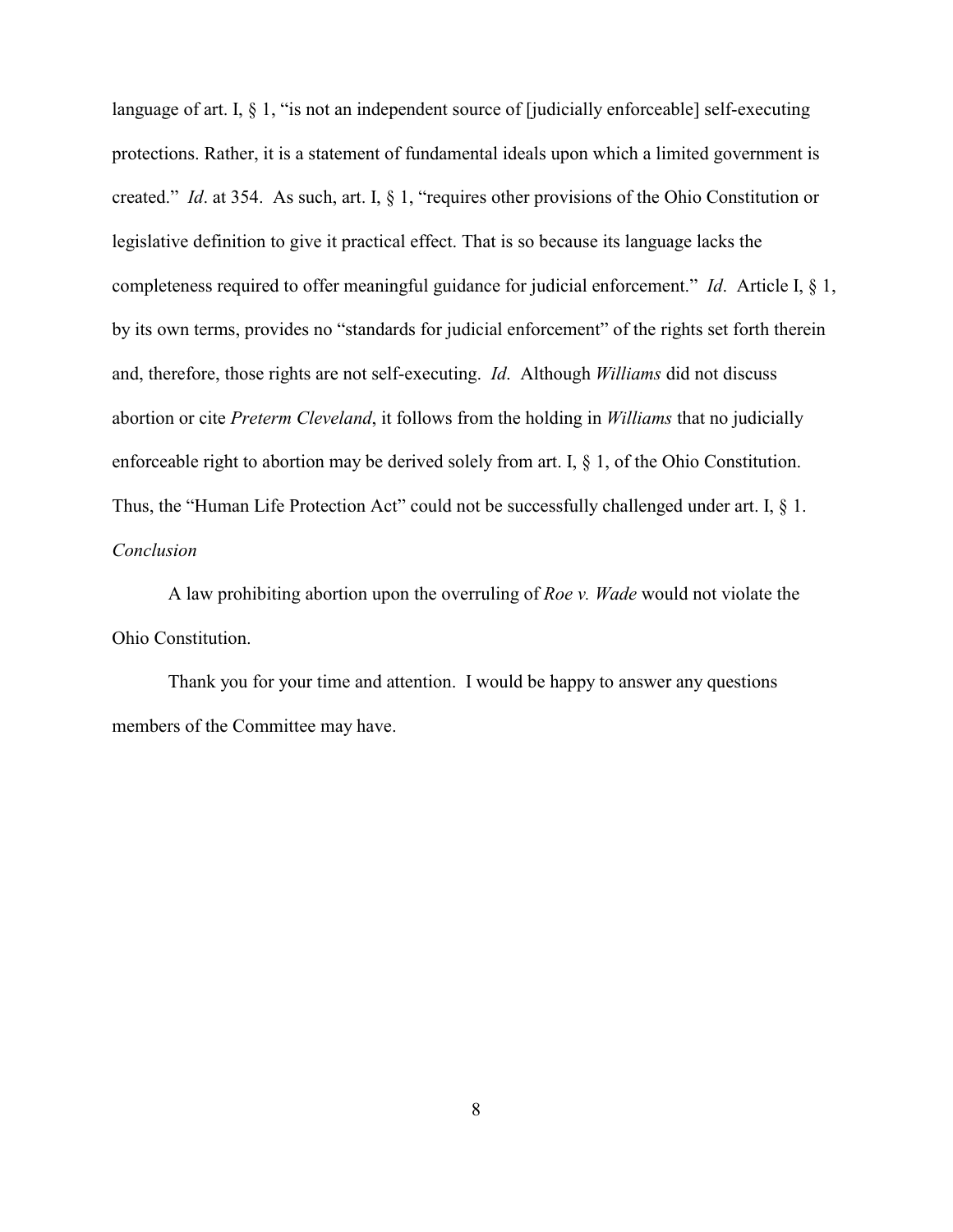language of art. I, § 1, "is not an independent source of [judicially enforceable] self-executing protections. Rather, it is a statement of fundamental ideals upon which a limited government is created." *Id*. at 354. As such, art. I, § 1, "requires other provisions of the Ohio Constitution or legislative definition to give it practical effect. That is so because its language lacks the completeness required to offer meaningful guidance for judicial enforcement." *Id*. Article I, § 1, by its own terms, provides no "standards for judicial enforcement" of the rights set forth therein and, therefore, those rights are not self-executing. *Id*. Although *Williams* did not discuss abortion or cite *Preterm Cleveland*, it follows from the holding in *Williams* that no judicially enforceable right to abortion may be derived solely from art. I, § 1, of the Ohio Constitution. Thus, the "Human Life Protection Act" could not be successfully challenged under art. I, § 1.

*Conclusion*

A law prohibiting abortion upon the overruling of *Roe v. Wade* would not violate the Ohio Constitution.

Thank you for your time and attention. I would be happy to answer any questions members of the Committee may have.